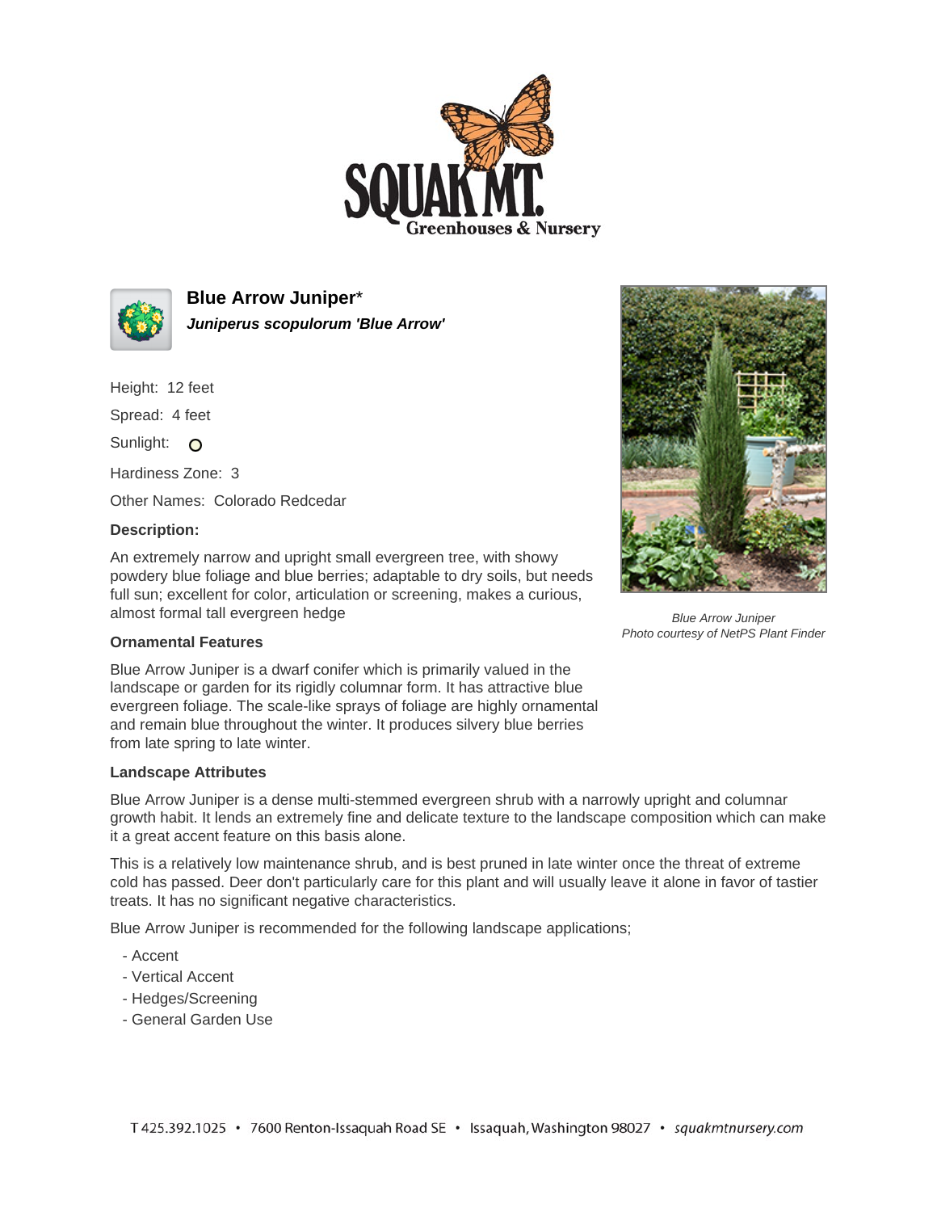# Blue Arrow Juniper*

***Juniperus scopulorum 'Blue Arrow'***

Height: 12 feet

Spread: 4 feet

Sunlight:

Hardiness Zone: 3

Other Names: Colorado Redcedar

**Description:**

An extremely narrow and upright small evergreen tree, with showy powdery blue foliage and blue berries; adaptable to dry soils, but needs full sun; excellent for color, articulation or screening, makes a curious, almost formal tall evergreen hedge

*Blue Arrow Juniper*
*Photo courtesy of NetPS Plant Finder*

**Ornamental Features**

Blue Arrow Juniper is a dwarf conifer which is primarily valued in the landscape or garden for its rigidly columnar form. It has attractive blue evergreen foliage. The scale-like sprays of foliage are highly ornamental and remain blue throughout the winter. It produces silvery blue berries from late spring to late winter.

**Landscape Attributes**

Blue Arrow Juniper is a dense multi-stemmed evergreen shrub with a narrowly upright and columnar growth habit. It lends an extremely fine and delicate texture to the landscape composition which can make it a great accent feature on this basis alone.

This is a relatively low maintenance shrub, and is best pruned in late winter once the threat of extreme cold has passed. Deer don't particularly care for this plant and will usually leave it alone in favor of tastier treats. It has no significant negative characteristics.

Blue Arrow Juniper is recommended for the following landscape applications;

- Accent
- Vertical Accent
- Hedges/Screening
- General Garden Use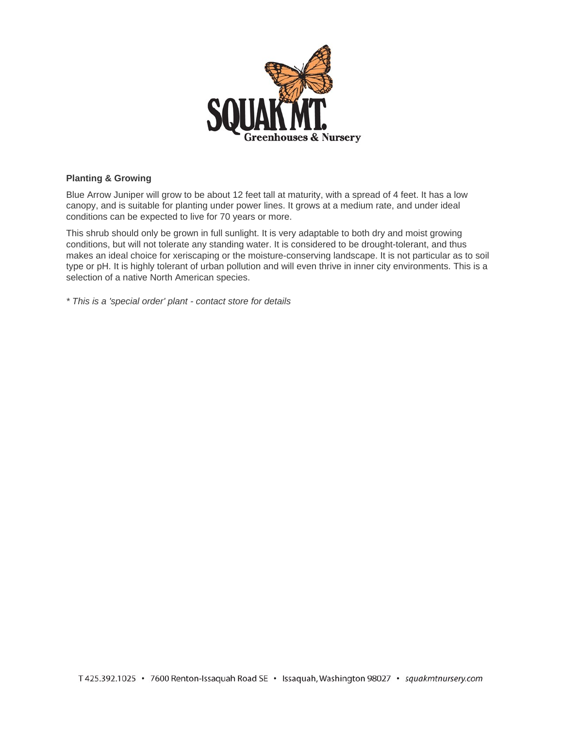**Planting & Growing**

Blue Arrow Juniper will grow to be about 12 feet tall at maturity, with a spread of 4 feet. It has a low canopy, and is suitable for planting under power lines. It grows at a medium rate, and under ideal conditions can be expected to live for 70 years or more.

This shrub should only be grown in full sunlight. It is very adaptable to both dry and moist growing conditions, but will not tolerate any standing water. It is considered to be drought-tolerant, and thus makes an ideal choice for xeriscaping or the moisture-conserving landscape. It is not particular as to soil type or pH. It is highly tolerant of urban pollution and will even thrive in inner city environments. This is a selection of a native North American species.

*\* This is a 'special order' plant - contact store for details*